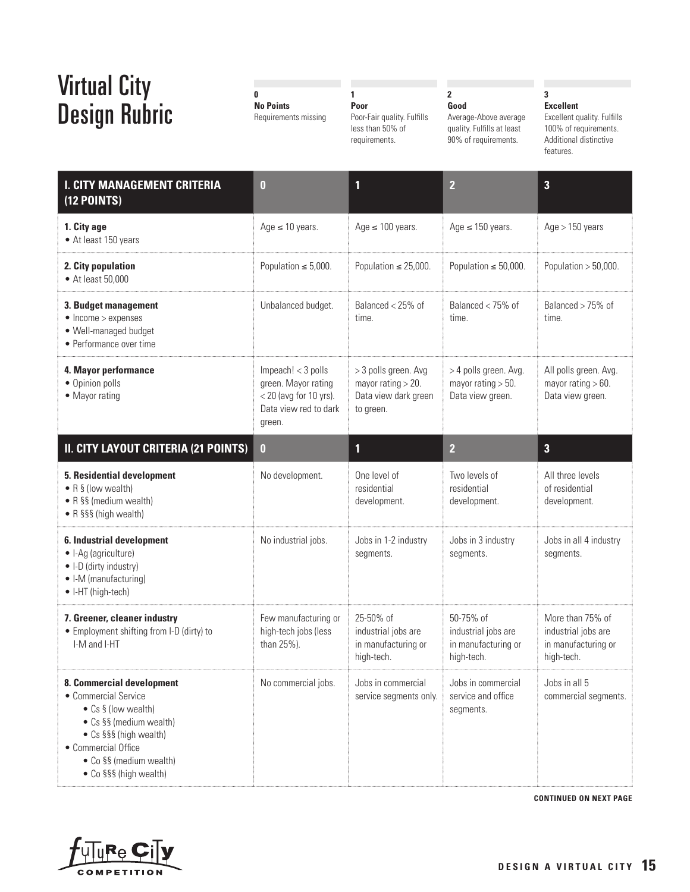# Virtual City Design Rubric

| 0 | 1 | 2 | 3 |
|---|---|---|---|
| **No Points** Requirements missing | **Poor** Poor-Fair quality. Fulfills less than 50% of requirements. | **Good** Average-Above average quality. Fulfills at least 90% of requirements. | **Excellent** Excellent quality. Fulfills 100% of requirements. Additional distinctive features. |

| I. CITY MANAGEMENT CRITERIA (12 POINTS) | 0 | 1 | 2 | 3 |
|---|---|---|---|---|
| **1. City age**<br>• At least 150 years | Age ≤ 10 years. | Age ≤ 100 years. | Age ≤ 150 years. | Age > 150 years |
| **2. City population**<br>• At least 50,000 | Population ≤ 5,000. | Population ≤ 25,000. | Population ≤ 50,000. | Population > 50,000. |
| **3. Budget management**<br>• Income > expenses<br>• Well-managed budget<br>• Performance over time | Unbalanced budget. | Balanced < 25% of time. | Balanced < 75% of time. | Balanced > 75% of time. |
| **4. Mayor performance**<br>• Opinion polls<br>• Mayor rating | Impeach! < 3 polls green. Mayor rating < 20 (avg for 10 yrs). Data view red to dark green. | > 3 polls green. Avg mayor rating > 20. Data view dark green to green. | > 4 polls green. Avg. mayor rating > 50. Data view green. | All polls green. Avg. mayor rating > 60. Data view green. |
| **II. CITY LAYOUT CRITERIA (21 POINTS)** | **0** | **1** | **2** | **3** |
| **5. Residential development**<br>• R § (low wealth)<br>• R §§ (medium wealth)<br>• R §§§ (high wealth) | No development. | One level of residential development. | Two levels of residential development. | All three levels of residential development. |
| **6. Industrial development**<br>• I-Ag (agriculture)<br>• I-D (dirty industry)<br>• I-M (manufacturing)<br>• I-HT (high-tech) | No industrial jobs. | Jobs in 1-2 industry segments. | Jobs in 3 industry segments. | Jobs in all 4 industry segments. |
| **7. Greener, cleaner industry**<br>• Employment shifting from I-D (dirty) to I-M and I-HT | Few manufacturing or high-tech jobs (less than 25%). | 25-50% of industrial jobs are in manufacturing or high-tech. | 50-75% of industrial jobs are in manufacturing or high-tech. | More than 75% of industrial jobs are in manufacturing or high-tech. |
| **8. Commercial development**<br>• Commercial Service<br>&nbsp;&nbsp;• Cs § (low wealth)<br>&nbsp;&nbsp;• Cs §§ (medium wealth)<br>&nbsp;&nbsp;• Cs §§§ (high wealth)<br>• Commercial Office<br>&nbsp;&nbsp;• Co §§ (medium wealth)<br>&nbsp;&nbsp;• Co §§§ (high wealth) | No commercial jobs. | Jobs in commercial service segments only. | Jobs in commercial service and office segments. | Jobs in all 5 commercial segments. |

**CONTINUED ON NEXT PAGE**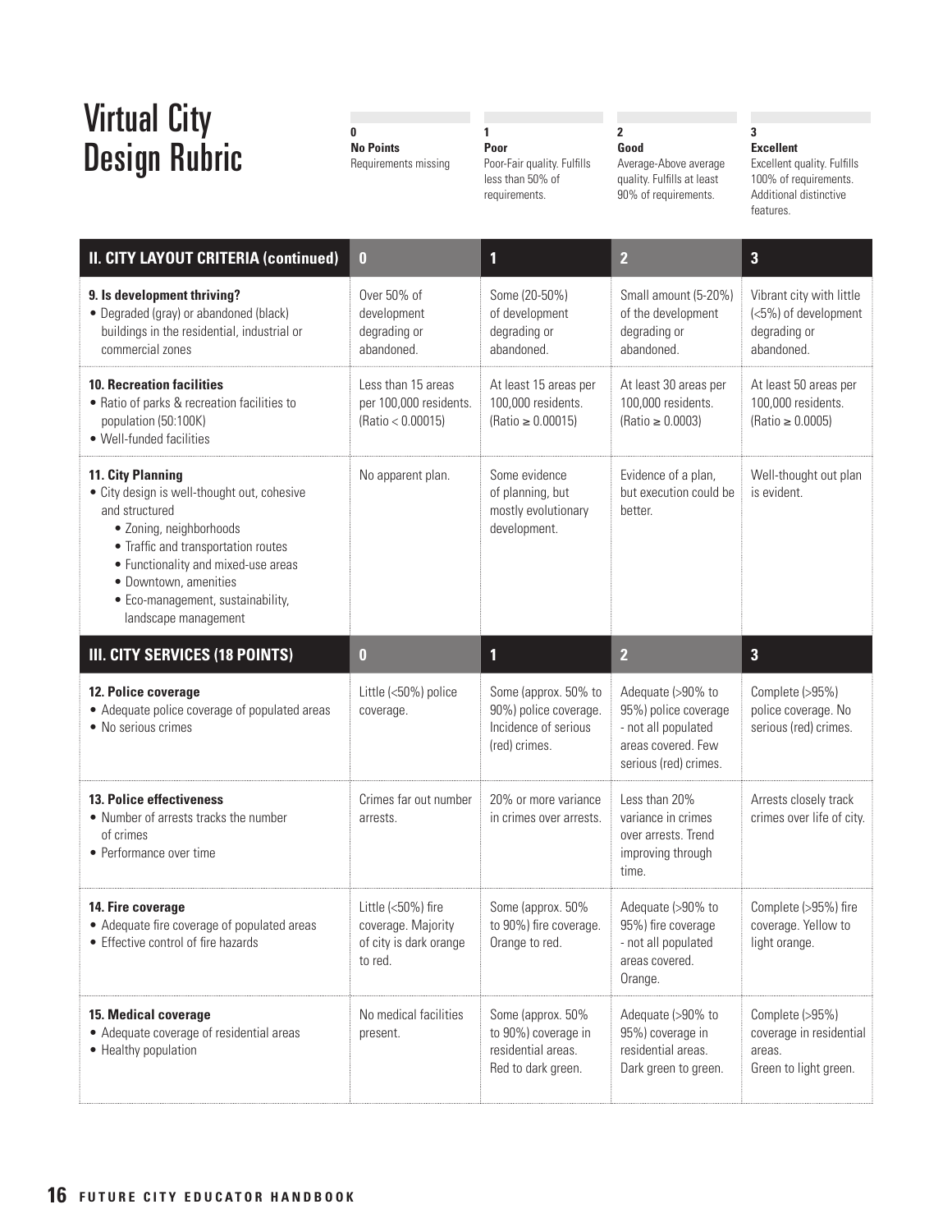# Virtual City Design Rubric

| 0 | 1 | 2 | 3 |
|---|---|---|---|
| **No Points** Requirements missing | **Poor** Poor-Fair quality. Fulfills less than 50% of requirements. | **Good** Average-Above average quality. Fulfills at least 90% of requirements. | **Excellent** Excellent quality. Fulfills 100% of requirements. Additional distinctive features. |

| II. CITY LAYOUT CRITERIA (continued) | 0 | 1 | 2 | 3 |
|---|---|---|---|---|
| **9. Is development thriving?**<br>• Degraded (gray) or abandoned (black) buildings in the residential, industrial or commercial zones | Over 50% of development degrading or abandoned. | Some (20-50%) of development degrading or abandoned. | Small amount (5-20%) of the development degrading or abandoned. | Vibrant city with little (<5%) of development degrading or abandoned. |
| **10. Recreation facilities**<br>• Ratio of parks & recreation facilities to population (50:100K)<br>• Well-funded facilities | Less than 15 areas per 100,000 residents. (Ratio < 0.00015) | At least 15 areas per 100,000 residents. (Ratio ≥ 0.00015) | At least 30 areas per 100,000 residents. (Ratio ≥ 0.0003) | At least 50 areas per 100,000 residents. (Ratio ≥ 0.0005) |
| **11. City Planning**<br>• City design is well-thought out, cohesive and structured<br>  • Zoning, neighborhoods<br>  • Traffic and transportation routes<br>  • Functionality and mixed-use areas<br>  • Downtown, amenities<br>  • Eco-management, sustainability, landscape management | No apparent plan. | Some evidence of planning, but mostly evolutionary development. | Evidence of a plan, but execution could be better. | Well-thought out plan is evident. |
| **III. CITY SERVICES (18 POINTS)** | **0** | **1** | **2** | **3** |
| **12. Police coverage**<br>• Adequate police coverage of populated areas<br>• No serious crimes | Little (<50%) police coverage. | Some (approx. 50% to 90%) police coverage. Incidence of serious (red) crimes. | Adequate (>90% to 95%) police coverage - not all populated areas covered. Few serious (red) crimes. | Complete (>95%) police coverage. No serious (red) crimes. |
| **13. Police effectiveness**<br>• Number of arrests tracks the number of crimes<br>• Performance over time | Crimes far out number arrests. | 20% or more variance in crimes over arrests. | Less than 20% variance in crimes over arrests. Trend improving through time. | Arrests closely track crimes over life of city. |
| **14. Fire coverage**<br>• Adequate fire coverage of populated areas<br>• Effective control of fire hazards | Little (<50%) fire coverage. Majority of city is dark orange to red. | Some (approx. 50% to 90%) fire coverage. Orange to red. | Adequate (>90% to 95%) fire coverage - not all populated areas covered. Orange. | Complete (>95%) fire coverage. Yellow to light orange. |
| **15. Medical coverage**<br>• Adequate coverage of residential areas<br>• Healthy population | No medical facilities present. | Some (approx. 50% to 90%) coverage in residential areas. Red to dark green. | Adequate (>90% to 95%) coverage in residential areas. Dark green to green. | Complete (>95%) coverage in residential areas. Green to light green. |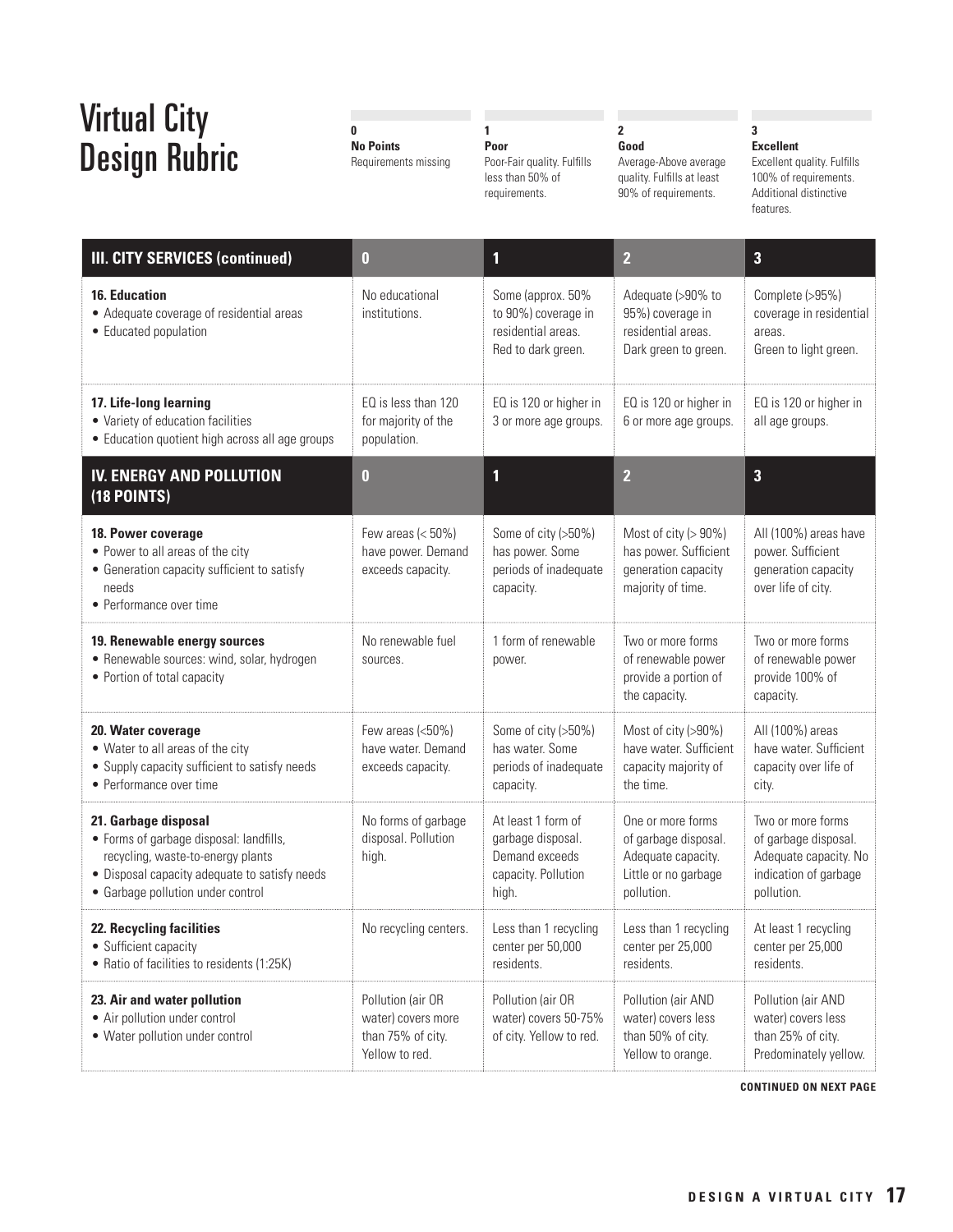# Virtual City Design Rubric

| 0 | 1 | 2 | 3 |
|---|---|---|---|
| **No Points** Requirements missing | **Poor** Poor-Fair quality. Fulfills less than 50% of requirements. | **Good** Average-Above average quality. Fulfills at least 90% of requirements. | **Excellent** Excellent quality. Fulfills 100% of requirements. Additional distinctive features. |

| III. CITY SERVICES (continued) | 0 | 1 | 2 | 3 |
|---|---|---|---|---|
| **16. Education**<br>• Adequate coverage of residential areas<br>• Educated population | No educational institutions. | Some (approx. 50% to 90%) coverage in residential areas. Red to dark green. | Adequate (>90% to 95%) coverage in residential areas. Dark green to green. | Complete (>95%) coverage in residential areas. Green to light green. |
| **17. Life-long learning**<br>• Variety of education facilities<br>• Education quotient high across all age groups | EQ is less than 120 for majority of the population. | EQ is 120 or higher in 3 or more age groups. | EQ is 120 or higher in 6 or more age groups. | EQ is 120 or higher in all age groups. |
| **IV. ENERGY AND POLLUTION (18 POINTS)** | **0** | **1** | **2** | **3** |
| **18. Power coverage**<br>• Power to all areas of the city<br>• Generation capacity sufficient to satisfy needs<br>• Performance over time | Few areas (< 50%) have power. Demand exceeds capacity. | Some of city (>50%) has power. Some periods of inadequate capacity. | Most of city (> 90%) has power. Sufficient generation capacity majority of time. | All (100%) areas have power. Sufficient generation capacity over life of city. |
| **19. Renewable energy sources**<br>• Renewable sources: wind, solar, hydrogen<br>• Portion of total capacity | No renewable fuel sources. | 1 form of renewable power. | Two or more forms of renewable power provide a portion of the capacity. | Two or more forms of renewable power provide 100% of capacity. |
| **20. Water coverage**<br>• Water to all areas of the city<br>• Supply capacity sufficient to satisfy needs<br>• Performance over time | Few areas (<50%) have water. Demand exceeds capacity. | Some of city (>50%) has water. Some periods of inadequate capacity. | Most of city (>90%) have water. Sufficient capacity majority of the time. | All (100%) areas have water. Sufficient capacity over life of city. |
| **21. Garbage disposal**<br>• Forms of garbage disposal: landfills, recycling, waste-to-energy plants<br>• Disposal capacity adequate to satisfy needs<br>• Garbage pollution under control | No forms of garbage disposal. Pollution high. | At least 1 form of garbage disposal. Demand exceeds capacity. Pollution high. | One or more forms of garbage disposal. Adequate capacity. Little or no garbage pollution. | Two or more forms of garbage disposal. Adequate capacity. No indication of garbage pollution. |
| **22. Recycling facilities**<br>• Sufficient capacity<br>• Ratio of facilities to residents (1:25K) | No recycling centers. | Less than 1 recycling center per 50,000 residents. | Less than 1 recycling center per 25,000 residents. | At least 1 recycling center per 25,000 residents. |
| **23. Air and water pollution**<br>• Air pollution under control<br>• Water pollution under control | Pollution (air OR water) covers more than 75% of city. Yellow to red. | Pollution (air OR water) covers 50-75% of city. Yellow to red. | Pollution (air AND water) covers less than 50% of city. Yellow to orange. | Pollution (air AND water) covers less than 25% of city. Predominately yellow. |

**CONTINUED ON NEXT PAGE**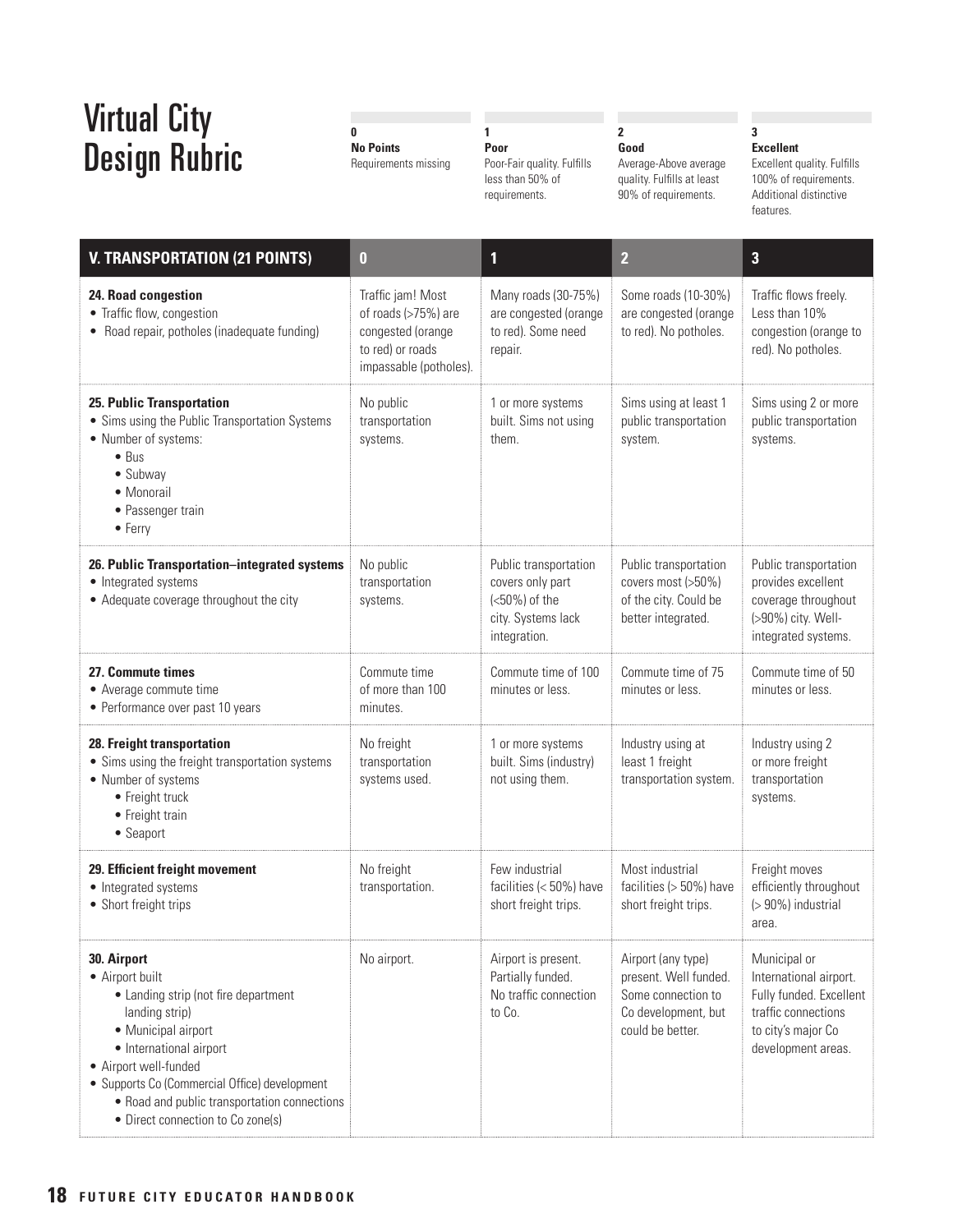# Virtual City Design Rubric

| 0 | 1 | 2 | 3 |
|---|---|---|---|
| **No Points** Requirements missing | **Poor** Poor-Fair quality. Fulfills less than 50% of requirements. | **Good** Average-Above average quality. Fulfills at least 90% of requirements. | **Excellent** Excellent quality. Fulfills 100% of requirements. Additional distinctive features. |

| V. TRANSPORTATION (21 POINTS) | 0 | 1 | 2 | 3 |
|---|---|---|---|---|
| **24. Road congestion**<br>• Traffic flow, congestion<br>• Road repair, potholes (inadequate funding) | Traffic jam! Most of roads (>75%) are congested (orange to red) or roads impassable (potholes). | Many roads (30-75%) are congested (orange to red). Some need repair. | Some roads (10-30%) are congested (orange to red). No potholes. | Traffic flows freely. Less than 10% congestion (orange to red). No potholes. |
| **25. Public Transportation**<br>• Sims using the Public Transportation Systems<br>• Number of systems:<br>• Bus<br>• Subway<br>• Monorail<br>• Passenger train<br>• Ferry | No public transportation systems. | 1 or more systems built. Sims not using them. | Sims using at least 1 public transportation system. | Sims using 2 or more public transportation systems. |
| **26. Public Transportation–integrated systems**<br>• Integrated systems<br>• Adequate coverage throughout the city | No public transportation systems. | Public transportation covers only part (<50%) of the city. Systems lack integration. | Public transportation covers most (>50%) of the city. Could be better integrated. | Public transportation provides excellent coverage throughout (>90%) city. Well-integrated systems. |
| **27. Commute times**<br>• Average commute time<br>• Performance over past 10 years | Commute time of more than 100 minutes. | Commute time of 100 minutes or less. | Commute time of 75 minutes or less. | Commute time of 50 minutes or less. |
| **28. Freight transportation**<br>• Sims using the freight transportation systems<br>• Number of systems<br>• Freight truck<br>• Freight train<br>• Seaport | No freight transportation systems used. | 1 or more systems built. Sims (industry) not using them. | Industry using at least 1 freight transportation system. | Industry using 2 or more freight transportation systems. |
| **29. Efficient freight movement**<br>• Integrated systems<br>• Short freight trips | No freight transportation. | Few industrial facilities (< 50%) have short freight trips. | Most industrial facilities (> 50%) have short freight trips. | Freight moves efficiently throughout (> 90%) industrial area. |
| **30. Airport**<br>• Airport built<br>• Landing strip (not fire department landing strip)<br>• Municipal airport<br>• International airport<br>• Airport well-funded<br>• Supports Co (Commercial Office) development<br>• Road and public transportation connections<br>• Direct connection to Co zone(s) | No airport. | Airport is present. Partially funded. No traffic connection to Co. | Airport (any type) present. Well funded. Some connection to Co development, but could be better. | Municipal or International airport. Fully funded. Excellent traffic connections to city's major Co development areas. |